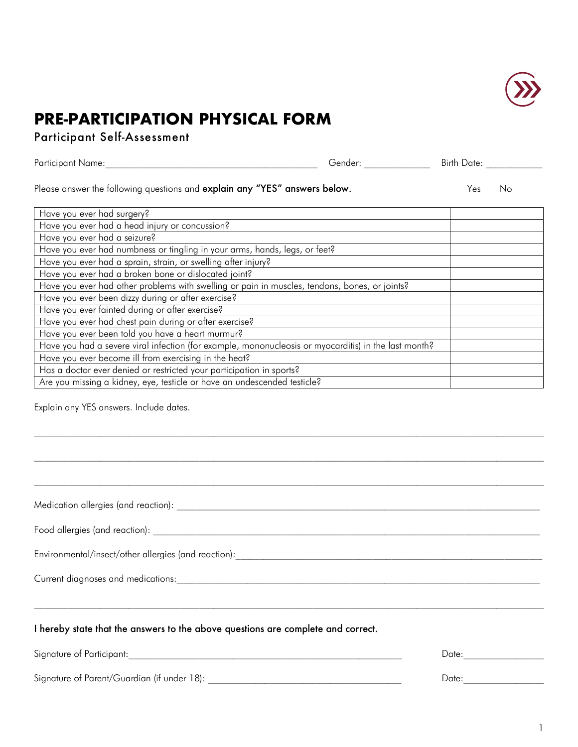# PRE-PARTICIPATION PHYSICAL FORM

## Participant Self-Assessment

Participant Name:_______________________________ Gender: ___________ Birth Date: __________

Please answer the following questions and **explain any "YES" answers below.**

| Question | Yes | No |
|---|---|---|
| Have you ever had surgery? | | |
| Have you ever had a head injury or concussion? | | |
| Have you ever had a seizure? | | |
| Have you ever had numbness or tingling in your arms, hands, legs, or feet? | | |
| Have you ever had a sprain, strain, or swelling after injury? | | |
| Have you ever had a broken bone or dislocated joint? | | |
| Have you ever had other problems with swelling or pain in muscles, tendons, bones, or joints? | | |
| Have you ever been dizzy during or after exercise? | | |
| Have you ever fainted during or after exercise? | | |
| Have you ever had chest pain during or after exercise? | | |
| Have you ever been told you have a heart murmur? | | |
| Have you had a severe viral infection (for example, mononucleosis or myocarditis) in the last month? | | |
| Have you ever become ill from exercising in the heat? | | |
| Has a doctor ever denied or restricted your participation in sports? | | |
| Are you missing a kidney, eye, testicle or have an undescended testicle? | | |

Explain any YES answers. Include dates.

_______________________________________________________________________________

_______________________________________________________________________________

_______________________________________________________________________________

Medication allergies (and reaction): ____________________________________________

Food allergies (and reaction): _________________________________________________

Environmental/insect/other allergies (and reaction):_______________________________

Current diagnoses and medications:_____________________________________________

_______________________________________________________________________________

**I hereby state that the answers to the above questions are complete and correct.**

Signature of Participant:_________________________________ Date:______________

Signature of Parent/Guardian (if under 18): ____________________ Date:______________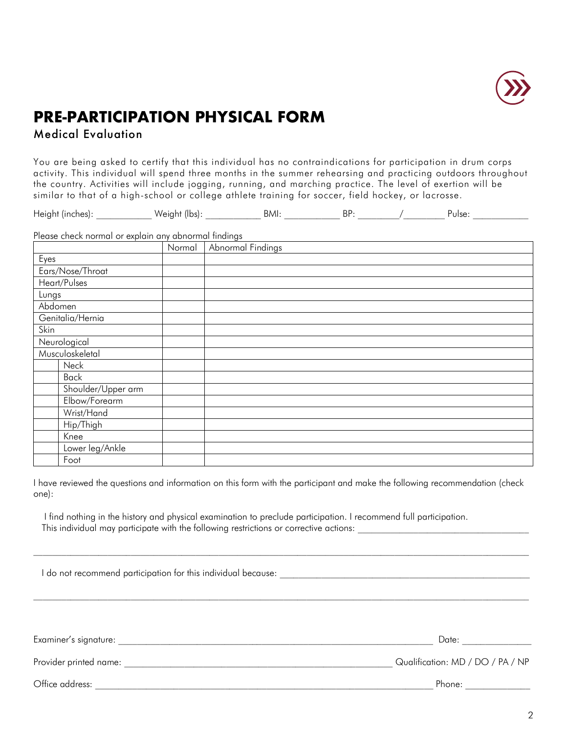# PRE-PARTICIPATION PHYSICAL FORM

## Medical Evaluation

You are being asked to certify that this individual has no contraindications for participation in drum corps activity. This individual will spend three months in the summer rehearsing and practicing outdoors throughout the country. Activities will include jogging, running, and marching practice. The level of exertion will be similar to that of a high-school or college athlete training for soccer, field hockey, or lacrosse.

Height (inches): ___________ Weight (lbs): ___________ BMI: ___________ BP: ________/________ Pulse: ___________

Please check normal or explain any abnormal findings

| | | Normal | Abnormal Findings |
|---|---|---|---|
| Eyes | | | |
| Ears/Nose/Throat | | | |
| Heart/Pulses | | | |
| Lungs | | | |
| Abdomen | | | |
| Genitalia/Hernia | | | |
| Skin | | | |
| Neurological | | | |
| Musculoskeletal | | | |
| | Neck | | |
| | Back | | |
| | Shoulder/Upper arm | | |
| | Elbow/Forearm | | |
| | Wrist/Hand | | |
| | Hip/Thigh | | |
| | Knee | | |
| | Lower leg/Ankle | | |
| | Foot | | |

I have reviewed the questions and information on this form with the participant and make the following recommendation (check one):

I find nothing in the history and physical examination to preclude participation. I recommend full participation.

This individual may participate with the following restrictions or corrective actions: ___________________________________

_____________________________________________________________________________________________

I do not recommend participation for this individual because: ___________________________________________________

_____________________________________________________________________________________________

Examiner's signature: _______________________________________________________________ Date: ______________

Provider printed name: ____________________________________________________ Qualification: MD / DO / PA / NP

Office address: _____________________________________________________________________ Phone: _____________